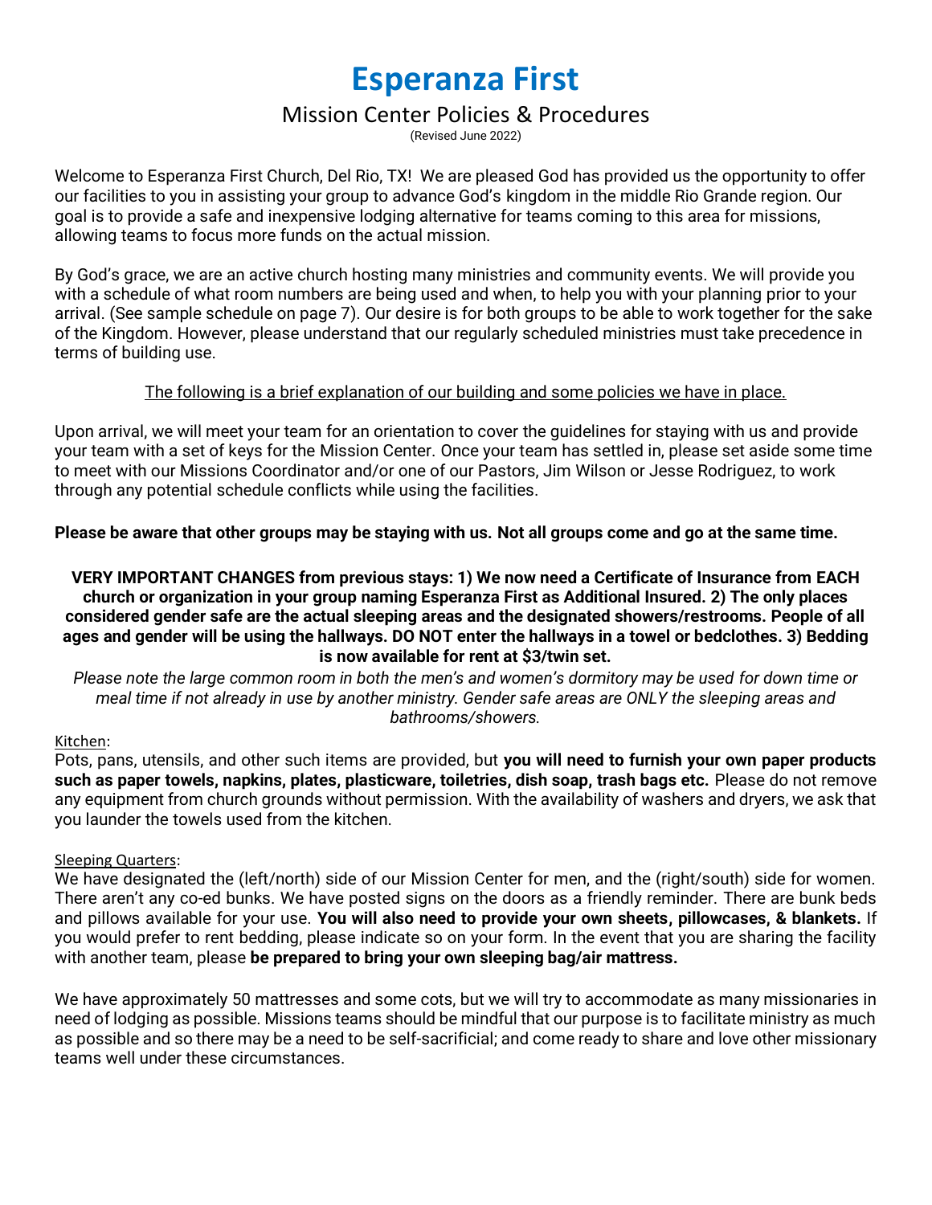# Esperanza First

## Mission Center Policies & Procedures

(Revised June 2022)

Welcome to Esperanza First Church, Del Rio, TX! We are pleased God has provided us the opportunity to offer our facilities to you in assisting your group to advance God's kingdom in the middle Rio Grande region. Our goal is to provide a safe and inexpensive lodging alternative for teams coming to this area for missions, allowing teams to focus more funds on the actual mission.

By God's grace, we are an active church hosting many ministries and community events. We will provide you with a schedule of what room numbers are being used and when, to help you with your planning prior to your arrival. (See sample schedule on page 7). Our desire is for both groups to be able to work together for the sake of the Kingdom. However, please understand that our regularly scheduled ministries must take precedence in terms of building use.

<u>The following is a brief explanation of our building and some policies we have in place.</u>

Upon arrival, we will meet your team for an orientation to cover the guidelines for staying with us and provide your team with a set of keys for the Mission Center. Once your team has settled in, please set aside some time to meet with our Missions Coordinator and/or one of our Pastors, Jim Wilson or Jesse Rodriguez, to work through any potential schedule conflicts while using the facilities.

**Please be aware that other groups may be staying with us. Not all groups come and go at the same time.**

**VERY IMPORTANT CHANGES from previous stays: 1) We now need a Certificate of Insurance from EACH church or organization in your group naming Esperanza First as Additional Insured. 2) The only places considered gender safe are the actual sleeping areas and the designated showers/restrooms. People of all ages and gender will be using the hallways. DO NOT enter the hallways in a towel or bedclothes. 3) Bedding is now available for rent at $3/twin set.**

*Please note the large common room in both the men's and women's dormitory may be used for down time or meal time if not already in use by another ministry. Gender safe areas are ONLY the sleeping areas and bathrooms/showers.*

<u>Kitchen</u>:
Pots, pans, utensils, and other such items are provided, but **you will need to furnish your own paper products such as paper towels, napkins, plates, plasticware, toiletries, dish soap, trash bags etc.** Please do not remove any equipment from church grounds without permission. With the availability of washers and dryers, we ask that you launder the towels used from the kitchen.

<u>Sleeping Quarters</u>:
We have designated the (left/north) side of our Mission Center for men, and the (right/south) side for women. There aren't any co-ed bunks. We have posted signs on the doors as a friendly reminder. There are bunk beds and pillows available for your use. **You will also need to provide your own sheets, pillowcases, & blankets.** If you would prefer to rent bedding, please indicate so on your form. In the event that you are sharing the facility with another team, please **be prepared to bring your own sleeping bag/air mattress.**

We have approximately 50 mattresses and some cots, but we will try to accommodate as many missionaries in need of lodging as possible. Missions teams should be mindful that our purpose is to facilitate ministry as much as possible and so there may be a need to be self-sacrificial; and come ready to share and love other missionary teams well under these circumstances.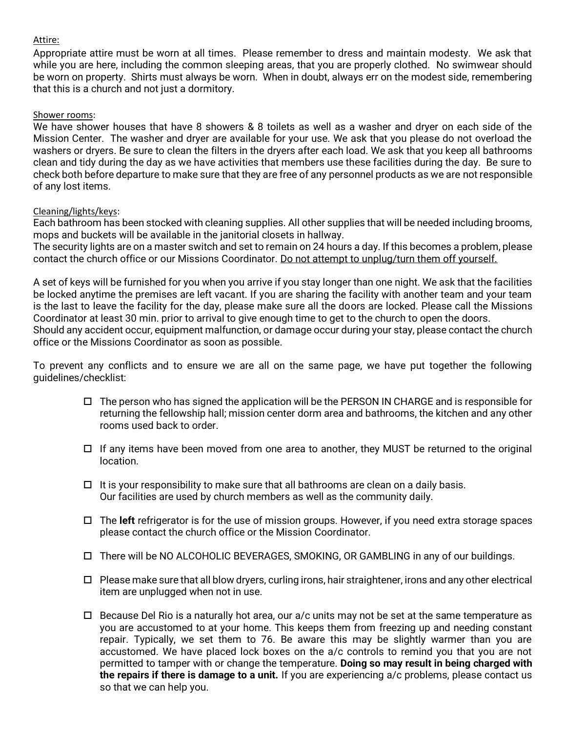Attire:

Appropriate attire must be worn at all times. Please remember to dress and maintain modesty. We ask that while you are here, including the common sleeping areas, that you are properly clothed. No swimwear should be worn on property. Shirts must always be worn. When in doubt, always err on the modest side, remembering that this is a church and not just a dormitory.

Shower rooms:

We have shower houses that have 8 showers & 8 toilets as well as a washer and dryer on each side of the Mission Center. The washer and dryer are available for your use. We ask that you please do not overload the washers or dryers. Be sure to clean the filters in the dryers after each load. We ask that you keep all bathrooms clean and tidy during the day as we have activities that members use these facilities during the day. Be sure to check both before departure to make sure that they are free of any personnel products as we are not responsible of any lost items.

Cleaning/lights/keys:

Each bathroom has been stocked with cleaning supplies. All other supplies that will be needed including brooms, mops and buckets will be available in the janitorial closets in hallway.
The security lights are on a master switch and set to remain on 24 hours a day. If this becomes a problem, please contact the church office or our Missions Coordinator. Do not attempt to unplug/turn them off yourself.

A set of keys will be furnished for you when you arrive if you stay longer than one night. We ask that the facilities be locked anytime the premises are left vacant. If you are sharing the facility with another team and your team is the last to leave the facility for the day, please make sure all the doors are locked. Please call the Missions Coordinator at least 30 min. prior to arrival to give enough time to get to the church to open the doors.
Should any accident occur, equipment malfunction, or damage occur during your stay, please contact the church office or the Missions Coordinator as soon as possible.

To prevent any conflicts and to ensure we are all on the same page, we have put together the following guidelines/checklist:

- ☐ The person who has signed the application will be the PERSON IN CHARGE and is responsible for returning the fellowship hall; mission center dorm area and bathrooms, the kitchen and any other rooms used back to order.
- ☐ If any items have been moved from one area to another, they MUST be returned to the original location.
- ☐ It is your responsibility to make sure that all bathrooms are clean on a daily basis.
  Our facilities are used by church members as well as the community daily.
- ☐ The **left** refrigerator is for the use of mission groups. However, if you need extra storage spaces please contact the church office or the Mission Coordinator.
- ☐ There will be NO ALCOHOLIC BEVERAGES, SMOKING, OR GAMBLING in any of our buildings.
- ☐ Please make sure that all blow dryers, curling irons, hair straightener, irons and any other electrical item are unplugged when not in use.
- ☐ Because Del Rio is a naturally hot area, our a/c units may not be set at the same temperature as you are accustomed to at your home. This keeps them from freezing up and needing constant repair. Typically, we set them to 76. Be aware this may be slightly warmer than you are accustomed. We have placed lock boxes on the a/c controls to remind you that you are not permitted to tamper with or change the temperature. **Doing so may result in being charged with the repairs if there is damage to a unit.** If you are experiencing a/c problems, please contact us so that we can help you.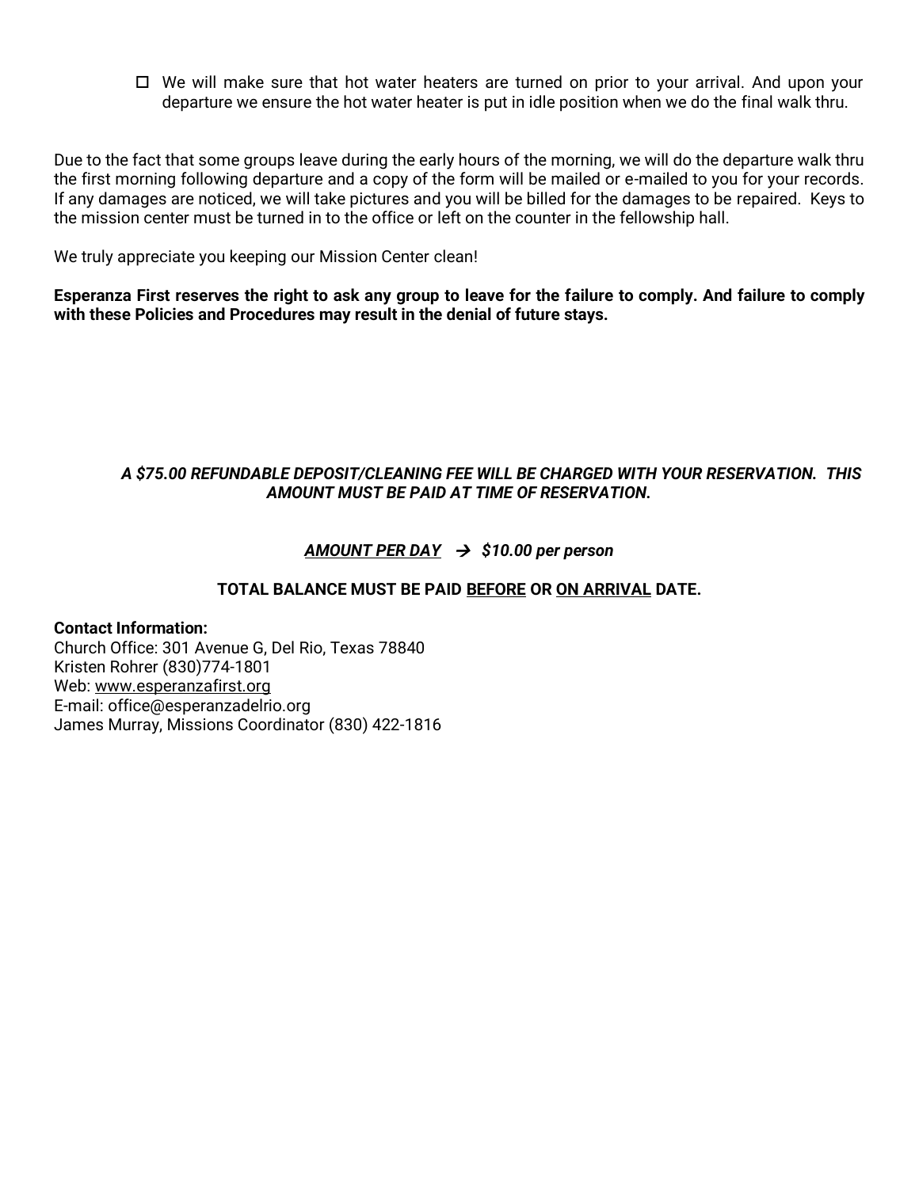- [ ] We will make sure that hot water heaters are turned on prior to your arrival. And upon your departure we ensure the hot water heater is put in idle position when we do the final walk thru.

Due to the fact that some groups leave during the early hours of the morning, we will do the departure walk thru the first morning following departure and a copy of the form will be mailed or e-mailed to you for your records. If any damages are noticed, we will take pictures and you will be billed for the damages to be repaired. Keys to the mission center must be turned in to the office or left on the counter in the fellowship hall.

We truly appreciate you keeping our Mission Center clean!

**Esperanza First reserves the right to ask any group to leave for the failure to comply. And failure to comply with these Policies and Procedures may result in the denial of future stays.**

***A $75.00 REFUNDABLE DEPOSIT/CLEANING FEE WILL BE CHARGED WITH YOUR RESERVATION. THIS AMOUNT MUST BE PAID AT TIME OF RESERVATION.***

***<u>AMOUNT PER DAY</u> → $10.00 per person***

**TOTAL BALANCE MUST BE PAID <u>BEFORE</u> OR <u>ON ARRIVAL</u> DATE.**

**Contact Information:**
Church Office: 301 Avenue G, Del Rio, Texas 78840
Kristen Rohrer (830)774-1801
Web: www.esperanzafirst.org
E-mail: office@esperanzadelrio.org
James Murray, Missions Coordinator (830) 422-1816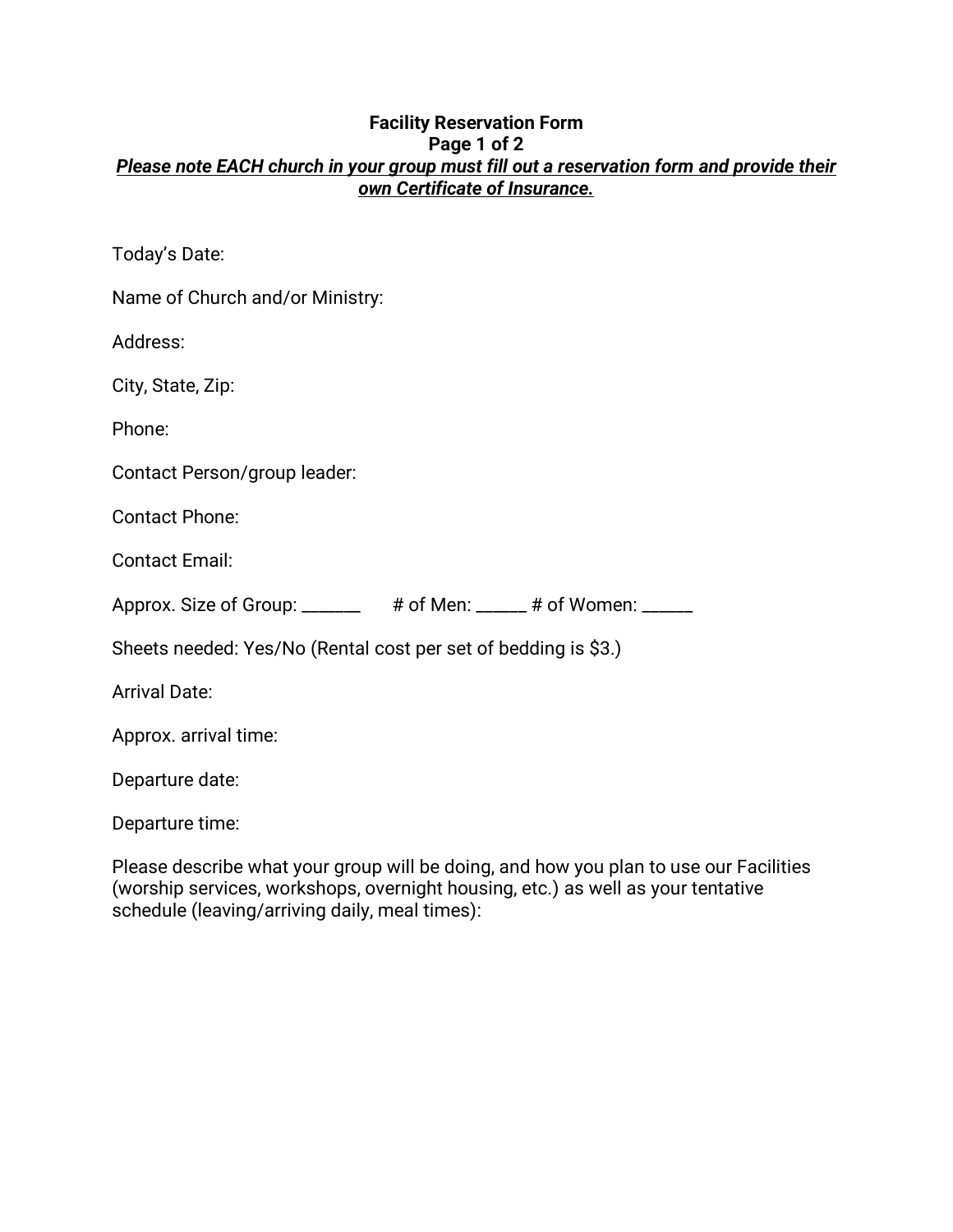**Facility Reservation Form**

**Page 1 of 2**

***Please note EACH church in your group must fill out a reservation form and provide their own Certificate of Insurance.***

Today's Date:

Name of Church and/or Ministry:

Address:

City, State, Zip:

Phone:

Contact Person/group leader:

Contact Phone:

Contact Email:

Approx. Size of Group: ______ # of Men: _____ # of Women: _____

Sheets needed: Yes/No (Rental cost per set of bedding is $3.)

Arrival Date:

Approx. arrival time:

Departure date:

Departure time:

Please describe what your group will be doing, and how you plan to use our Facilities (worship services, workshops, overnight housing, etc.) as well as your tentative schedule (leaving/arriving daily, meal times):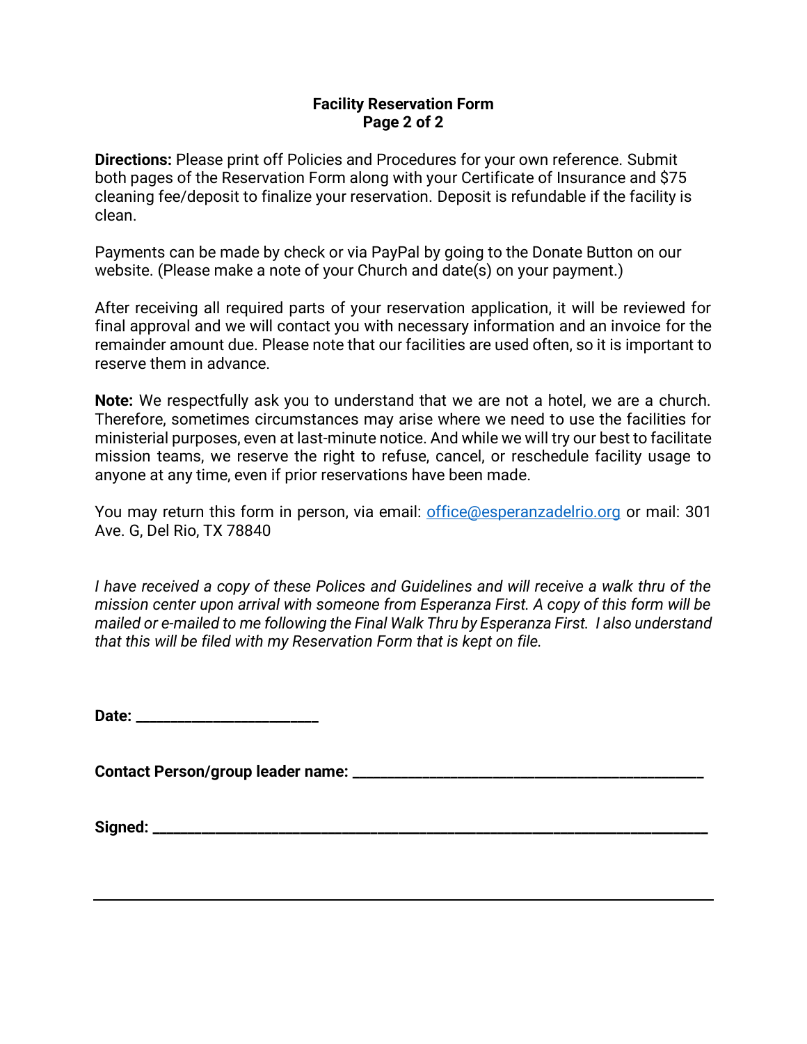**Facility Reservation Form**
**Page 2 of 2**

**Directions:** Please print off Policies and Procedures for your own reference. Submit both pages of the Reservation Form along with your Certificate of Insurance and $75 cleaning fee/deposit to finalize your reservation. Deposit is refundable if the facility is clean.

Payments can be made by check or via PayPal by going to the Donate Button on our website. (Please make a note of your Church and date(s) on your payment.)

After receiving all required parts of your reservation application, it will be reviewed for final approval and we will contact you with necessary information and an invoice for the remainder amount due. Please note that our facilities are used often, so it is important to reserve them in advance.

**Note:** We respectfully ask you to understand that we are not a hotel, we are a church. Therefore, sometimes circumstances may arise where we need to use the facilities for ministerial purposes, even at last-minute notice. And while we will try our best to facilitate mission teams, we reserve the right to refuse, cancel, or reschedule facility usage to anyone at any time, even if prior reservations have been made.

You may return this form in person, via email: office@esperanzadelrio.org or mail: 301 Ave. G, Del Rio, TX 78840

*I have received a copy of these Polices and Guidelines and will receive a walk thru of the mission center upon arrival with someone from Esperanza First. A copy of this form will be mailed or e-mailed to me following the Final Walk Thru by Esperanza First. I also understand that this will be filed with my Reservation Form that is kept on file.*

**Date: ______________________**

**Contact Person/group leader name: ________________________________________**

**Signed: ___________________________________________________________________**

---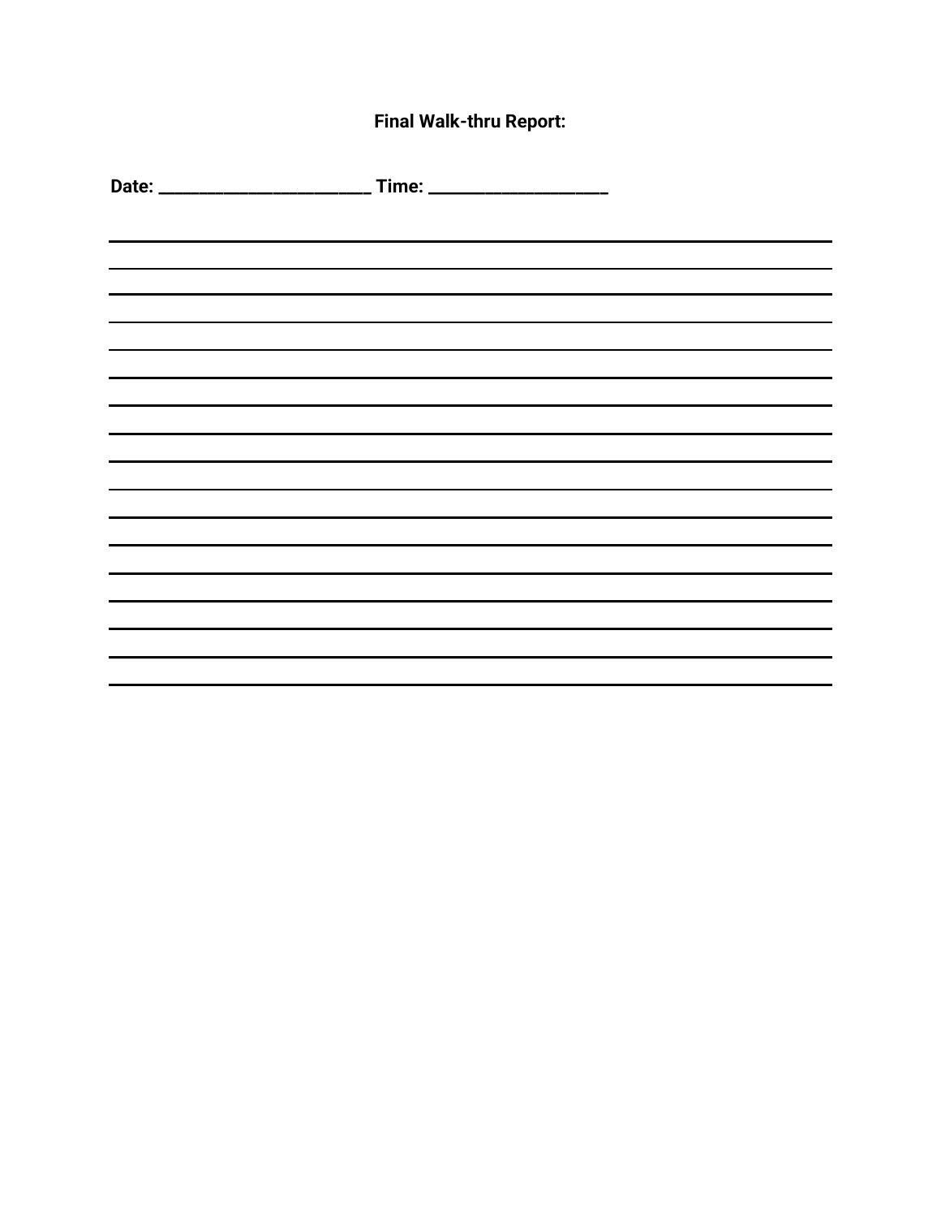**Final Walk-thru Report:**

**Date: ______________________ Time: ___________________**

___________________________________________________________________________

___________________________________________________________________________

___________________________________________________________________________

___________________________________________________________________________

___________________________________________________________________________

___________________________________________________________________________

___________________________________________________________________________

___________________________________________________________________________

___________________________________________________________________________

___________________________________________________________________________

___________________________________________________________________________

___________________________________________________________________________

___________________________________________________________________________

___________________________________________________________________________

___________________________________________________________________________

___________________________________________________________________________

___________________________________________________________________________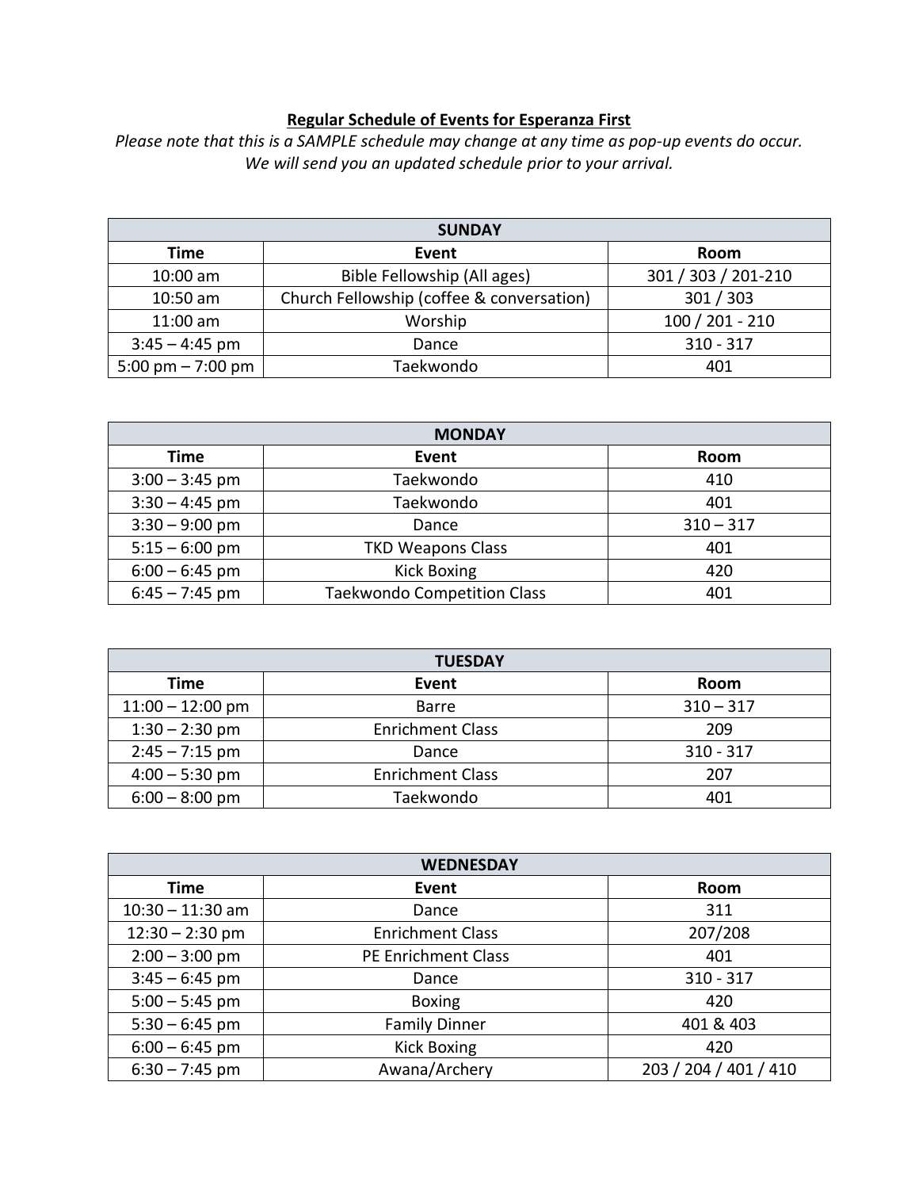**Regular Schedule of Events for Esperanza First**

*Please note that this is a SAMPLE schedule may change at any time as pop-up events do occur.*
*We will send you an updated schedule prior to your arrival.*

| SUNDAY | | |
|---|---|---|
| **Time** | **Event** | **Room** |
| 10:00 am | Bible Fellowship (All ages) | 301 / 303 / 201-210 |
| 10:50 am | Church Fellowship (coffee & conversation) | 301 / 303 |
| 11:00 am | Worship | 100 / 201 - 210 |
| 3:45 – 4:45 pm | Dance | 310 - 317 |
| 5:00 pm – 7:00 pm | Taekwondo | 401 |

| MONDAY | | |
|---|---|---|
| **Time** | **Event** | **Room** |
| 3:00 – 3:45 pm | Taekwondo | 410 |
| 3:30 – 4:45 pm | Taekwondo | 401 |
| 3:30 – 9:00 pm | Dance | 310 – 317 |
| 5:15 – 6:00 pm | TKD Weapons Class | 401 |
| 6:00 – 6:45 pm | Kick Boxing | 420 |
| 6:45 – 7:45 pm | Taekwondo Competition Class | 401 |

| TUESDAY | | |
|---|---|---|
| **Time** | **Event** | **Room** |
| 11:00 – 12:00 pm | Barre | 310 – 317 |
| 1:30 – 2:30 pm | Enrichment Class | 209 |
| 2:45 – 7:15 pm | Dance | 310 - 317 |
| 4:00 – 5:30 pm | Enrichment Class | 207 |
| 6:00 – 8:00 pm | Taekwondo | 401 |

| WEDNESDAY | | |
|---|---|---|
| **Time** | **Event** | **Room** |
| 10:30 – 11:30 am | Dance | 311 |
| 12:30 – 2:30 pm | Enrichment Class | 207/208 |
| 2:00 – 3:00 pm | PE Enrichment Class | 401 |
| 3:45 – 6:45 pm | Dance | 310 - 317 |
| 5:00 – 5:45 pm | Boxing | 420 |
| 5:30 – 6:45 pm | Family Dinner | 401 & 403 |
| 6:00 – 6:45 pm | Kick Boxing | 420 |
| 6:30 – 7:45 pm | Awana/Archery | 203 / 204 / 401 / 410 |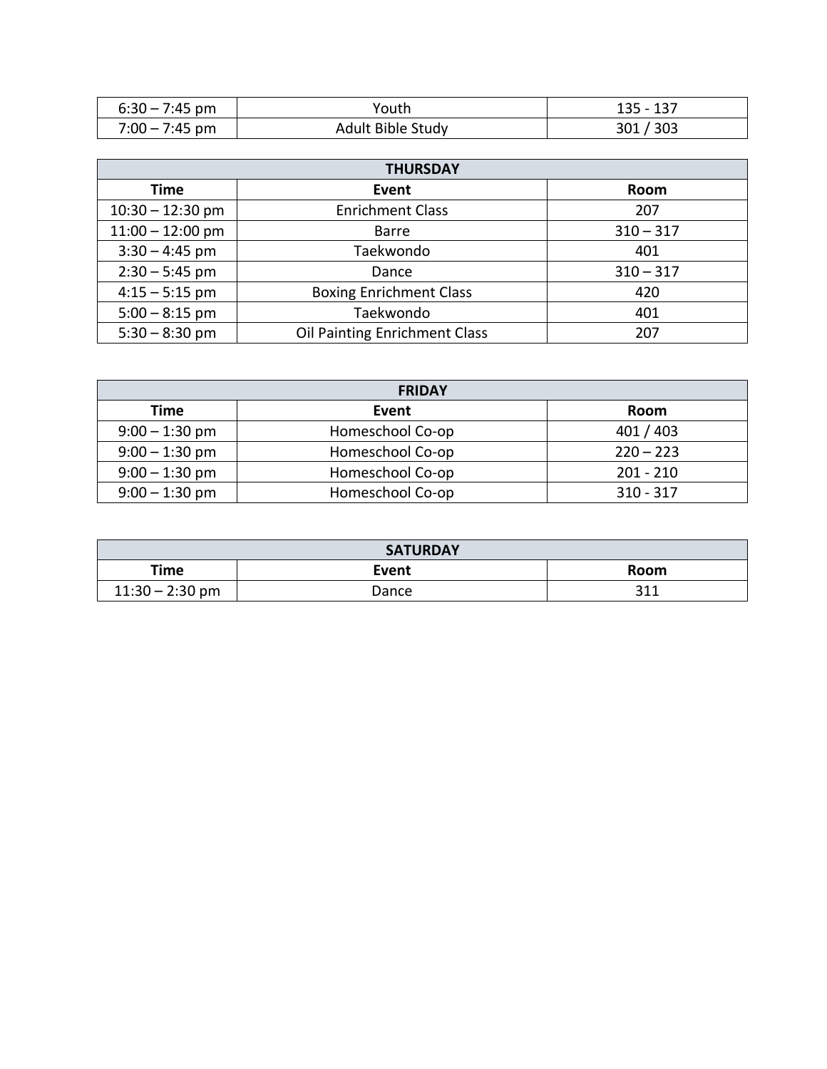| | | |
|---|---|---|
| 6:30 – 7:45 pm | Youth | 135 - 137 |
| 7:00 – 7:45 pm | Adult Bible Study | 301 / 303 |

| THURSDAY | | |
|---|---|---|
| **Time** | **Event** | **Room** |
| 10:30 – 12:30 pm | Enrichment Class | 207 |
| 11:00 – 12:00 pm | Barre | 310 – 317 |
| 3:30 – 4:45 pm | Taekwondo | 401 |
| 2:30 – 5:45 pm | Dance | 310 – 317 |
| 4:15 – 5:15 pm | Boxing Enrichment Class | 420 |
| 5:00 – 8:15 pm | Taekwondo | 401 |
| 5:30 – 8:30 pm | Oil Painting Enrichment Class | 207 |

| FRIDAY | | |
|---|---|---|
| **Time** | **Event** | **Room** |
| 9:00 – 1:30 pm | Homeschool Co-op | 401 / 403 |
| 9:00 – 1:30 pm | Homeschool Co-op | 220 – 223 |
| 9:00 – 1:30 pm | Homeschool Co-op | 201 - 210 |
| 9:00 – 1:30 pm | Homeschool Co-op | 310 - 317 |

| SATURDAY | | |
|---|---|---|
| **Time** | **Event** | **Room** |
| 11:30 – 2:30 pm | Dance | 311 |